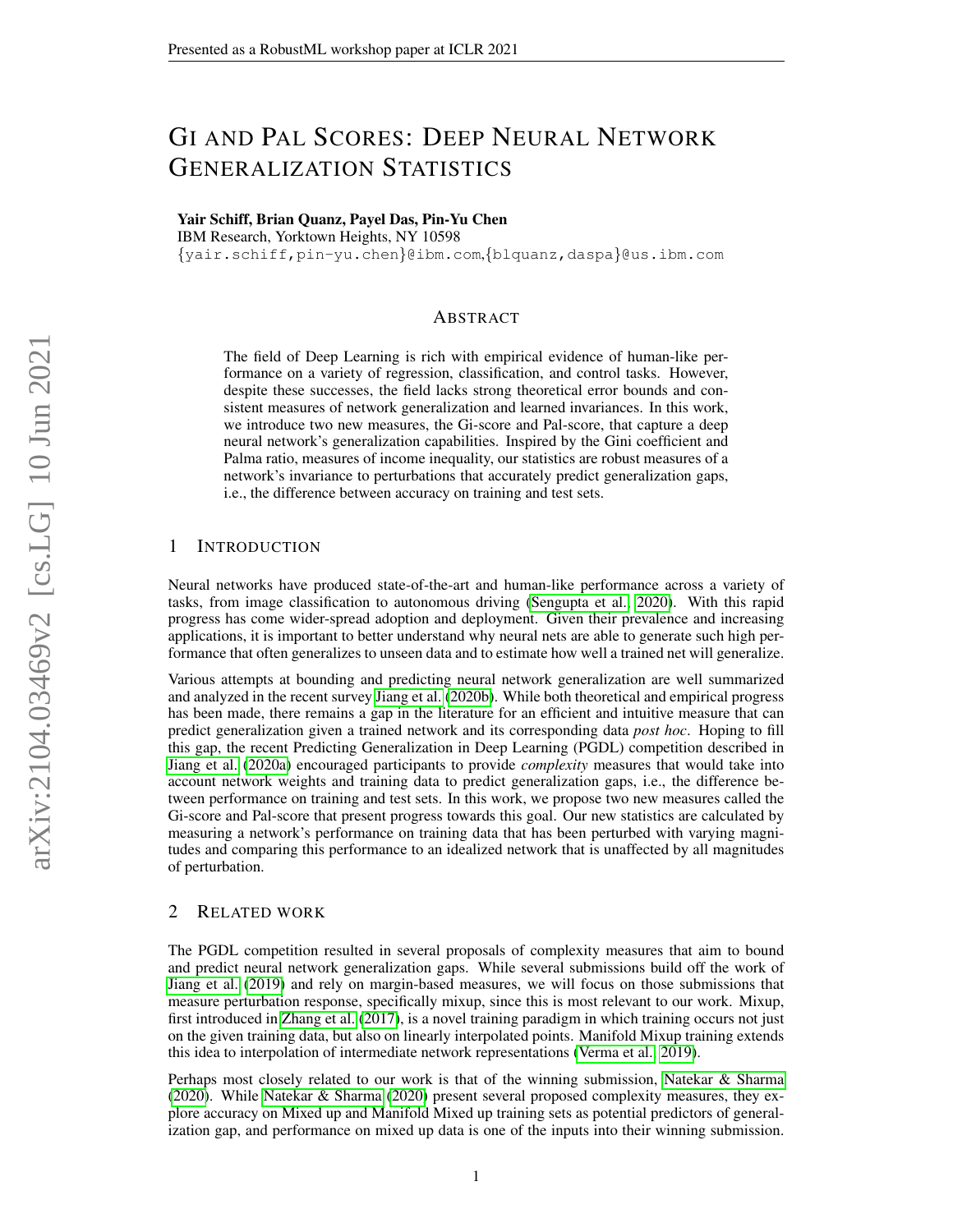# Gi and Pal Scores: Deep Neural Network Generalization Statistics

**Yair Schiff, Brian Quanz, Payel Das, Pin-Yu Chen**
IBM Research, Yorktown Heights, NY 10598
{yair.schiff,pin-yu.chen}@ibm.com,{blquanz,daspa}@us.ibm.com

## Abstract

The field of Deep Learning is rich with empirical evidence of human-like performance on a variety of regression, classification, and control tasks. However, despite these successes, the field lacks strong theoretical error bounds and consistent measures of network generalization and learned invariances. In this work, we introduce two new measures, the Gi-score and Pal-score, that capture a deep neural network's generalization capabilities. Inspired by the Gini coefficient and Palma ratio, measures of income inequality, our statistics are robust measures of a network's invariance to perturbations that accurately predict generalization gaps, i.e., the difference between accuracy on training and test sets.

## 1 Introduction

Neural networks have produced state-of-the-art and human-like performance across a variety of tasks, from image classification to autonomous driving (Sengupta et al., 2020). With this rapid progress has come wider-spread adoption and deployment. Given their prevalence and increasing applications, it is important to better understand why neural nets are able to generate such high performance that often generalizes to unseen data and to estimate how well a trained net will generalize.

Various attempts at bounding and predicting neural network generalization are well summarized and analyzed in the recent survey Jiang et al. (2020b). While both theoretical and empirical progress has been made, there remains a gap in the literature for an efficient and intuitive measure that can predict generalization given a trained network and its corresponding data *post hoc*. Hoping to fill this gap, the recent Predicting Generalization in Deep Learning (PGDL) competition described in Jiang et al. (2020a) encouraged participants to provide *complexity* measures that would take into account network weights and training data to predict generalization gaps, i.e., the difference between performance on training and test sets. In this work, we propose two new measures called the Gi-score and Pal-score that present progress towards this goal. Our new statistics are calculated by measuring a network's performance on training data that has been perturbed with varying magnitudes and comparing this performance to an idealized network that is unaffected by all magnitudes of perturbation.

## 2 Related work

The PGDL competition resulted in several proposals of complexity measures that aim to bound and predict neural network generalization gaps. While several submissions build off the work of Jiang et al. (2019) and rely on margin-based measures, we will focus on those submissions that measure perturbation response, specifically mixup, since this is most relevant to our work. Mixup, first introduced in Zhang et al. (2017), is a novel training paradigm in which training occurs not just on the given training data, but also on linearly interpolated points. Manifold Mixup training extends this idea to interpolation of intermediate network representations (Verma et al., 2019).

Perhaps most closely related to our work is that of the winning submission, Natekar & Sharma (2020). While Natekar & Sharma (2020) present several proposed complexity measures, they explore accuracy on Mixed up and Manifold Mixed up training sets as potential predictors of generalization gap, and performance on mixed up data is one of the inputs into their winning submission.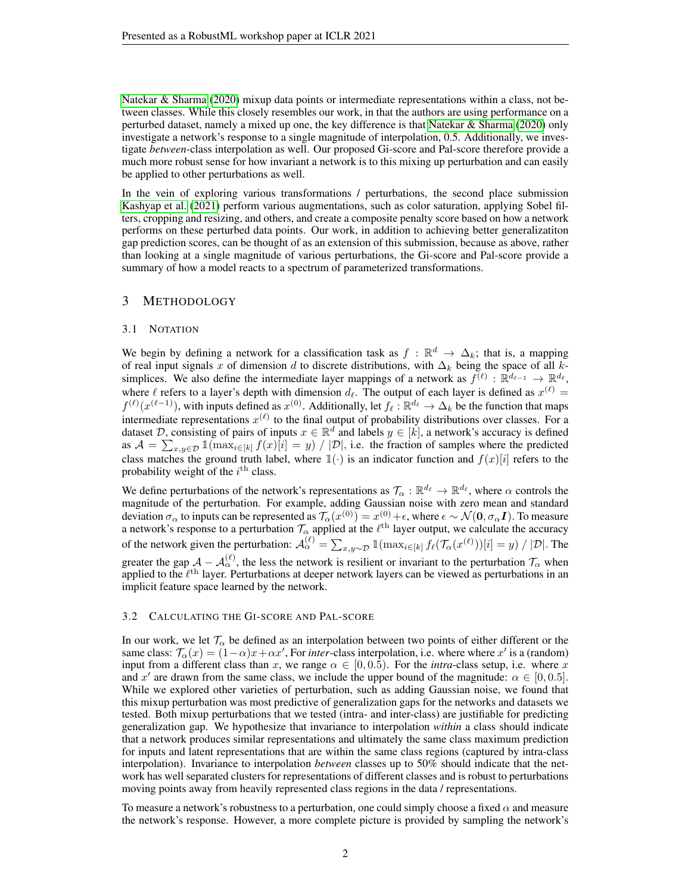Natekar & Sharma (2020) mixup data points or intermediate representations within a class, not between classes. While this closely resembles our work, in that the authors are using performance on a perturbed dataset, namely a mixed up one, the key difference is that Natekar & Sharma (2020) only investigate a network's response to a single magnitude of interpolation, 0.5. Additionally, we investigate *between*-class interpolation as well. Our proposed Gi-score and Pal-score therefore provide a much more robust sense for how invariant a network is to this mixing up perturbation and can easily be applied to other perturbations as well.

In the vein of exploring various transformations / perturbations, the second place submission Kashyap et al. (2021) perform various augmentations, such as color saturation, applying Sobel filters, cropping and resizing, and others, and create a composite penalty score based on how a network performs on these perturbed data points. Our work, in addition to achieving better generalizatiton gap prediction scores, can be thought of as an extension of this submission, because as above, rather than looking at a single magnitude of various perturbations, the Gi-score and Pal-score provide a summary of how a model reacts to a spectrum of parameterized transformations.

## 3 Methodology

### 3.1 Notation

We begin by defining a network for a classification task as $f : \mathbb{R}^d \to \Delta_k$; that is, a mapping of real input signals $x$ of dimension $d$ to discrete distributions, with $\Delta_k$ being the space of all $k$-simplices. We also define the intermediate layer mappings of a network as $f^{(\ell)} : \mathbb{R}^{d_{\ell-1}} \to \mathbb{R}^{d_\ell}$, where $\ell$ refers to a layer's depth with dimension $d_\ell$. The output of each layer is defined as $x^{(\ell)} = f^{(\ell)}(x^{(\ell-1)})$, with inputs defined as $x^{(0)}$. Additionally, let $f_\ell : \mathbb{R}^{d_\ell} \to \Delta_k$ be the function that maps intermediate representations $x^{(\ell)}$ to the final output of probability distributions over classes. For a dataset $\mathcal{D}$, consisting of pairs of inputs $x \in \mathbb{R}^d$ and labels $y \in [k]$, a network's accuracy is defined as $\mathcal{A} = \sum_{x,y \in \mathcal{D}} \mathbb{1}(\max_{i \in [k]} f(x)[i] = y) \ / \ |\mathcal{D}|$, i.e. the fraction of samples where the predicted class matches the ground truth label, where $\mathbb{1}(\cdot)$ is an indicator function and $f(x)[i]$ refers to the probability weight of the $i^{\text{th}}$ class.

We define perturbations of the network's representations as $\mathcal{T}_\alpha : \mathbb{R}^{d_\ell} \to \mathbb{R}^{d_\ell}$, where $\alpha$ controls the magnitude of the perturbation. For example, adding Gaussian noise with zero mean and standard deviation $\sigma_\alpha$ to inputs can be represented as $\mathcal{T}_\alpha(x^{(0)}) = x^{(0)} + \epsilon$, where $\epsilon \sim \mathcal{N}(\mathbf{0}, \sigma_\alpha \boldsymbol{I})$. To measure a network's response to a perturbation $\mathcal{T}_\alpha$ applied at the $\ell^{\text{th}}$ layer output, we calculate the accuracy of the network given the perturbation: $\mathcal{A}_\alpha^{(\ell)} = \sum_{x,y \sim \mathcal{D}} \mathbb{1}(\max_{i \in [k]} f_\ell(\mathcal{T}_\alpha(x^{(\ell)}))[i] = y) \ / \ |\mathcal{D}|$. The greater the gap $\mathcal{A} - \mathcal{A}_\alpha^{(\ell)}$, the less the network is resilient or invariant to the perturbation $\mathcal{T}_\alpha$ when applied to the $\ell^{\text{th}}$ layer. Perturbations at deeper network layers can be viewed as perturbations in an implicit feature space learned by the network.

### 3.2 Calculating the Gi-score and Pal-score

In our work, we let $\mathcal{T}_\alpha$ be defined as an interpolation between two points of either different or the same class: $\mathcal{T}_\alpha(x) = (1-\alpha)x + \alpha x'$, For *inter*-class interpolation, i.e. where where $x'$ is a (random) input from a different class than $x$, we range $\alpha \in [0, 0.5)$. For the *intra*-class setup, i.e. where $x$ and $x'$ are drawn from the same class, we include the upper bound of the magnitude: $\alpha \in [0, 0.5]$. While we explored other varieties of perturbation, such as adding Gaussian noise, we found that this mixup perturbation was most predictive of generalization gaps for the networks and datasets we tested. Both mixup perturbations that we tested (intra- and inter-class) are justifiable for predicting generalization gap. We hypothesize that invariance to interpolation *within* a class should indicate that a network produces similar representations and ultimately the same class maximum prediction for inputs and latent representations that are within the same class regions (captured by intra-class interpolation). Invariance to interpolation *between* classes up to 50% should indicate that the network has well separated clusters for representations of different classes and is robust to perturbations moving points away from heavily represented class regions in the data / representations.

To measure a network's robustness to a perturbation, one could simply choose a fixed $\alpha$ and measure the network's response. However, a more complete picture is provided by sampling the network's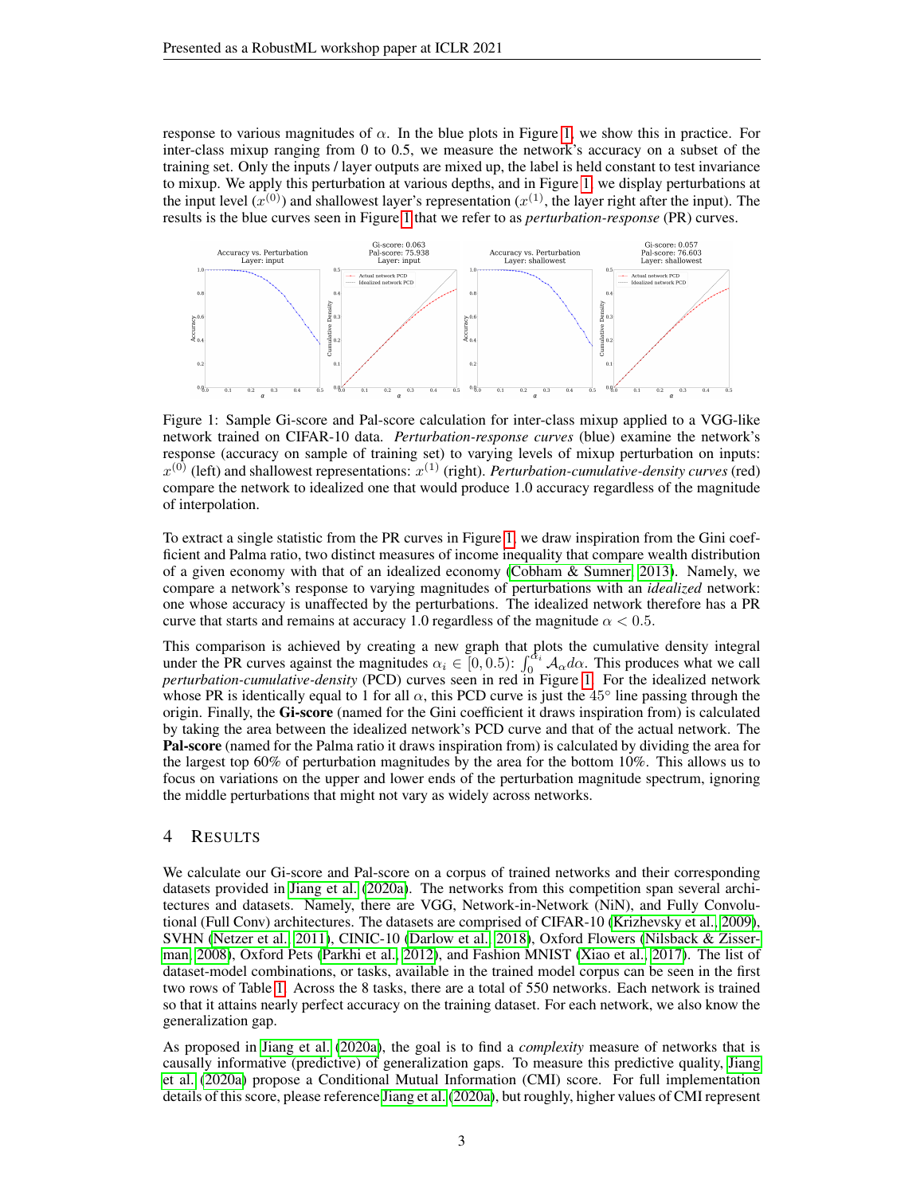response to various magnitudes of $\alpha$. In the blue plots in Figure 1, we show this in practice. For inter-class mixup ranging from 0 to 0.5, we measure the network's accuracy on a subset of the training set. Only the inputs / layer outputs are mixed up, the label is held constant to test invariance to mixup. We apply this perturbation at various depths, and in Figure 1, we display perturbations at the input level ($x^{(0)}$) and shallowest layer's representation ($x^{(1)}$, the layer right after the input). The results is the blue curves seen in Figure 1 that we refer to as *perturbation-response* (PR) curves.

Figure 1: Sample Gi-score and Pal-score calculation for inter-class mixup applied to a VGG-like network trained on CIFAR-10 data. *Perturbation-response curves* (blue) examine the network's response (accuracy on sample of training set) to varying levels of mixup perturbation on inputs: $x^{(0)}$ (left) and shallowest representations: $x^{(1)}$ (right). *Perturbation-cumulative-density curves* (red) compare the network to idealized one that would produce 1.0 accuracy regardless of the magnitude of interpolation.

To extract a single statistic from the PR curves in Figure 1, we draw inspiration from the Gini coefficient and Palma ratio, two distinct measures of income inequality that compare wealth distribution of a given economy with that of an idealized economy (Cobham & Sumner, 2013). Namely, we compare a network's response to varying magnitudes of perturbations with an *idealized* network: one whose accuracy is unaffected by the perturbations. The idealized network therefore has a PR curve that starts and remains at accuracy 1.0 regardless of the magnitude $\alpha < 0.5$.

This comparison is achieved by creating a new graph that plots the cumulative density integral under the PR curves against the magnitudes $\alpha_i \in [0, 0.5)$: $\int_0^{\alpha_i} \mathcal{A}_\alpha d\alpha$. This produces what we call *perturbation-cumulative-density* (PCD) curves seen in red in Figure 1. For the idealized network whose PR is identically equal to 1 for all $\alpha$, this PCD curve is just the $45°$ line passing through the origin. Finally, the **Gi-score** (named for the Gini coefficient it draws inspiration from) is calculated by taking the area between the idealized network's PCD curve and that of the actual network. The **Pal-score** (named for the Palma ratio it draws inspiration from) is calculated by dividing the area for the largest top 60% of perturbation magnitudes by the area for the bottom 10%. This allows us to focus on variations on the upper and lower ends of the perturbation magnitude spectrum, ignoring the middle perturbations that might not vary as widely across networks.

## 4 Results

We calculate our Gi-score and Pal-score on a corpus of trained networks and their corresponding datasets provided in Jiang et al. (2020a). The networks from this competition span several architectures and datasets. Namely, there are VGG, Network-in-Network (NiN), and Fully Convolutional (Full Conv) architectures. The datasets are comprised of CIFAR-10 (Krizhevsky et al., 2009), SVHN (Netzer et al., 2011), CINIC-10 (Darlow et al., 2018), Oxford Flowers (Nilsback & Zisserman, 2008), Oxford Pets (Parkhi et al., 2012), and Fashion MNIST (Xiao et al., 2017). The list of dataset-model combinations, or tasks, available in the trained model corpus can be seen in the first two rows of Table 1. Across the 8 tasks, there are a total of 550 networks. Each network is trained so that it attains nearly perfect accuracy on the training dataset. For each network, we also know the generalization gap.

As proposed in Jiang et al. (2020a), the goal is to find a *complexity* measure of networks that is causally informative (predictive) of generalization gaps. To measure this predictive quality, Jiang et al. (2020a) propose a Conditional Mutual Information (CMI) score. For full implementation details of this score, please reference Jiang et al. (2020a), but roughly, higher values of CMI represent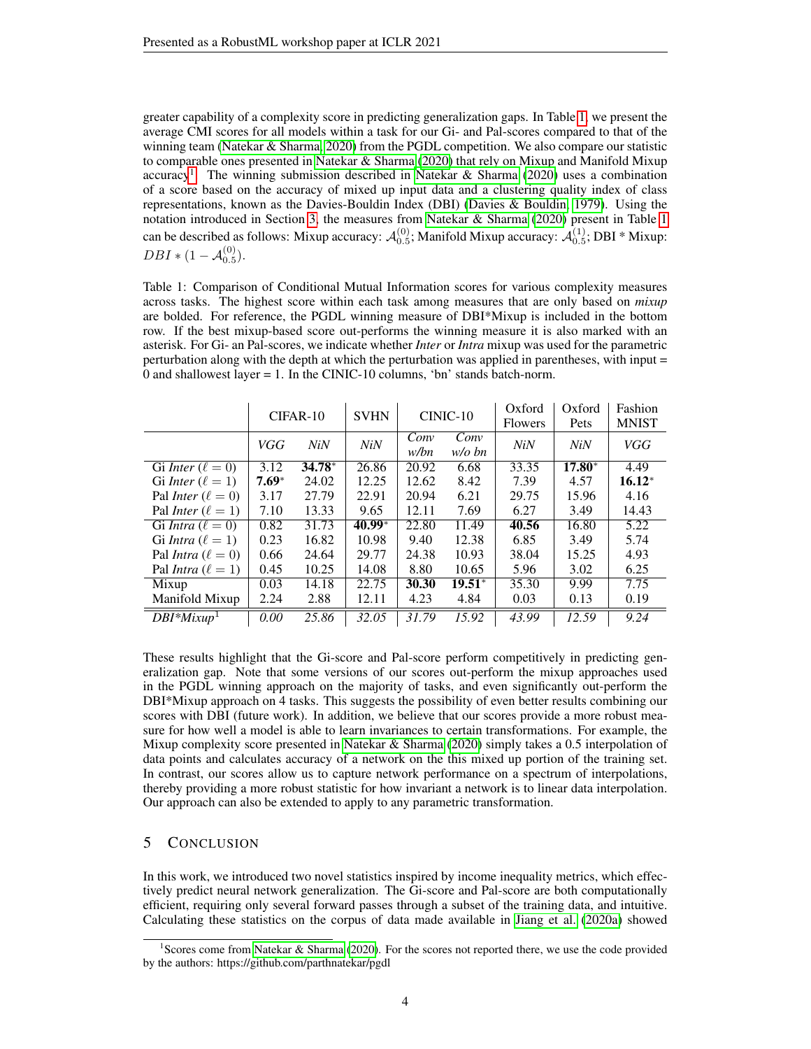greater capability of a complexity score in predicting generalization gaps. In Table 1, we present the average CMI scores for all models within a task for our Gi- and Pal-scores compared to that of the winning team (Natekar & Sharma, 2020) from the PGDL competition. We also compare our statistic to comparable ones presented in Natekar & Sharma (2020) that rely on Mixup and Manifold Mixup accuracy[1]. The winning submission described in Natekar & Sharma (2020) uses a combination of a score based on the accuracy of mixed up input data and a clustering quality index of class representations, known as the Davies-Bouldin Index (DBI) (Davies & Bouldin, 1979). Using the notation introduced in Section 3, the measures from Natekar & Sharma (2020) present in Table 1 can be described as follows: Mixup accuracy: $\mathcal{A}_{0.5}^{(0)}$; Manifold Mixup accuracy: $\mathcal{A}_{0.5}^{(1)}$; DBI * Mixup: $DBI * (1 - \mathcal{A}_{0.5}^{(0)})$.

Table 1: Comparison of Conditional Mutual Information scores for various complexity measures across tasks. The highest score within each task among measures that are only based on *mixup* are bolded. For reference, the PGDL winning measure of DBI*Mixup is included in the bottom row. If the best mixup-based score out-performs the winning measure it is also marked with an asterisk. For Gi- an Pal-scores, we indicate whether *Inter* or *Intra* mixup was used for the parametric perturbation along with the depth at which the perturbation was applied in parentheses, with input = 0 and shallowest layer = 1. In the CINIC-10 columns, 'bn' stands batch-norm.

| | CIFAR-10 | | SVHN | CINIC-10 | | Oxford Flowers | Oxford Pets | Fashion MNIST |
|---|---|---|---|---|---|---|---|---|
| | *VGG* | *NiN* | *NiN* | *Conv w/bn* | *Conv w/o bn* | *NiN* | *NiN* | *VGG* |
| Gi *Inter* ($\ell = 0$) | 3.12 | **34.78*** | 26.86 | 20.92 | 6.68 | 33.35 | **17.80*** | 4.49 |
| Gi *Inter* ($\ell = 1$) | **7.69*** | 24.02 | 12.25 | 12.62 | 8.42 | 7.39 | 4.57 | **16.12*** |
| Pal *Inter* ($\ell = 0$) | 3.17 | 27.79 | 22.91 | 20.94 | 6.21 | 29.75 | 15.96 | 4.16 |
| Pal *Inter* ($\ell = 1$) | 7.10 | 13.33 | 9.65 | 12.11 | 7.69 | 6.27 | 3.49 | 14.43 |
| Gi *Intra* ($\ell = 0$) | 0.82 | 31.73 | **40.99*** | 22.80 | 11.49 | **40.56** | 16.80 | 5.22 |
| Gi *Intra* ($\ell = 1$) | 0.23 | 16.82 | 10.98 | 9.40 | 12.38 | 6.85 | 3.49 | 5.74 |
| Pal *Intra* ($\ell = 0$) | 0.66 | 24.64 | 29.77 | 24.38 | 10.93 | 38.04 | 15.25 | 4.93 |
| Pal *Intra* ($\ell = 1$) | 0.45 | 10.25 | 14.08 | 8.80 | 10.65 | 5.96 | 3.02 | 6.25 |
| Mixup | 0.03 | 14.18 | 22.75 | **30.30** | **19.51*** | 35.30 | 9.99 | 7.75 |
| Manifold Mixup | 2.24 | 2.88 | 12.11 | 4.23 | 4.84 | 0.03 | 0.13 | 0.19 |
| *DBI*Mixup*[1] | *0.00* | *25.86* | *32.05* | *31.79* | *15.92* | *43.99* | *12.59* | *9.24* |

These results highlight that the Gi-score and Pal-score perform competitively in predicting generalization gap. Note that some versions of our scores out-perform the mixup approaches used in the PGDL winning approach on the majority of tasks, and even significantly out-perform the DBI*Mixup approach on 4 tasks. This suggests the possibility of even better results combining our scores with DBI (future work). In addition, we believe that our scores provide a more robust measure for how well a model is able to learn invariances to certain transformations. For example, the Mixup complexity score presented in Natekar & Sharma (2020) simply takes a 0.5 interpolation of data points and calculates accuracy of a network on the this mixed up portion of the training set. In contrast, our scores allow us to capture network performance on a spectrum of interpolations, thereby providing a more robust statistic for how invariant a network is to linear data interpolation. Our approach can also be extended to apply to any parametric transformation.

## 5 Conclusion

In this work, we introduced two novel statistics inspired by income inequality metrics, which effectively predict neural network generalization. The Gi-score and Pal-score are both computationally efficient, requiring only several forward passes through a subset of the training data, and intuitive. Calculating these statistics on the corpus of data made available in Jiang et al. (2020a) showed

[1] Scores come from Natekar & Sharma (2020). For the scores not reported there, we use the code provided by the authors: https://github.com/parthnatekar/pgdl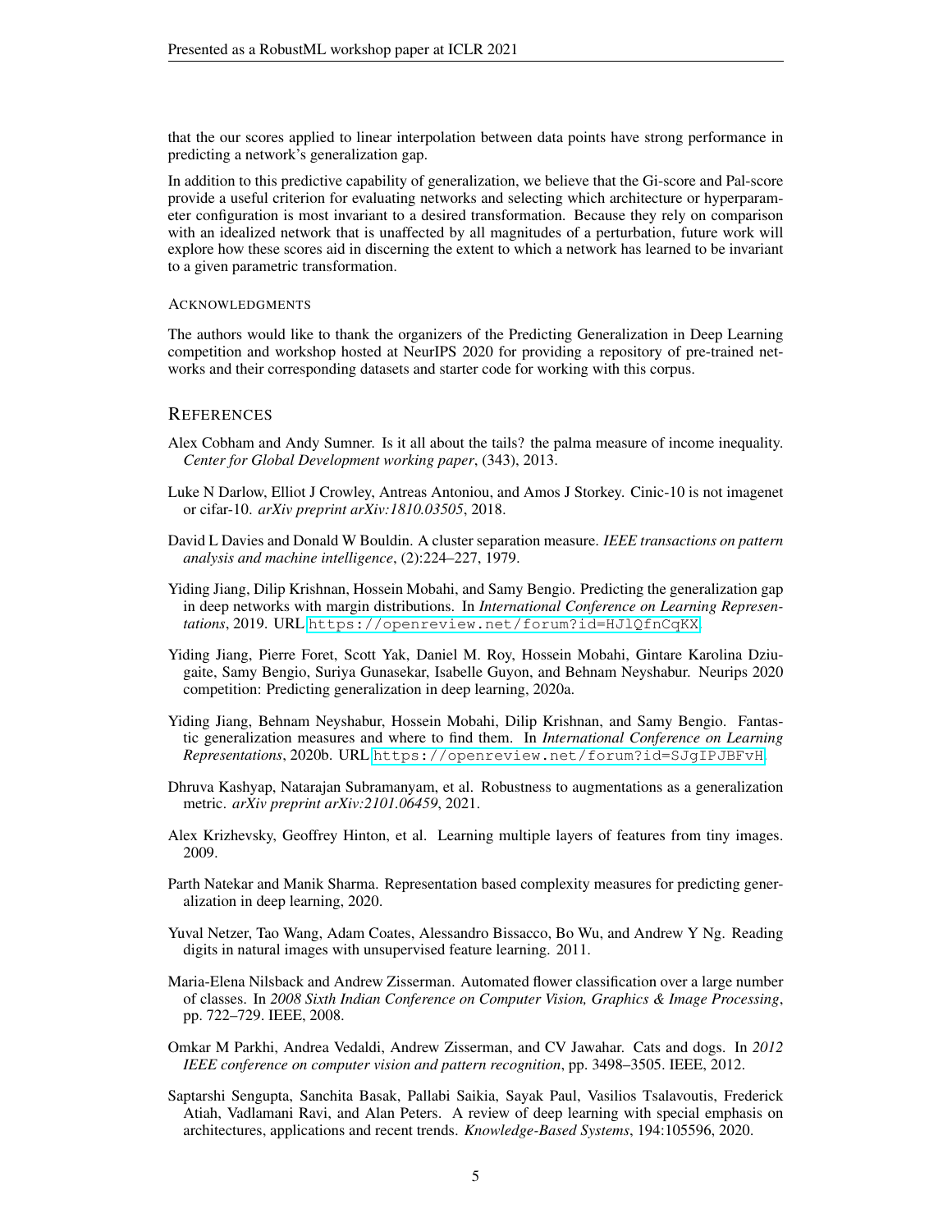that the our scores applied to linear interpolation between data points have strong performance in predicting a network's generalization gap.

In addition to this predictive capability of generalization, we believe that the Gi-score and Pal-score provide a useful criterion for evaluating networks and selecting which architecture or hyperparameter configuration is most invariant to a desired transformation. Because they rely on comparison with an idealized network that is unaffected by all magnitudes of a perturbation, future work will explore how these scores aid in discerning the extent to which a network has learned to be invariant to a given parametric transformation.

#### ACKNOWLEDGMENTS

The authors would like to thank the organizers of the Predicting Generalization in Deep Learning competition and workshop hosted at NeurIPS 2020 for providing a repository of pre-trained networks and their corresponding datasets and starter code for working with this corpus.

## REFERENCES

Alex Cobham and Andy Sumner. Is it all about the tails? the palma measure of income inequality. *Center for Global Development working paper*, (343), 2013.

Luke N Darlow, Elliot J Crowley, Antreas Antoniou, and Amos J Storkey. Cinic-10 is not imagenet or cifar-10. *arXiv preprint arXiv:1810.03505*, 2018.

David L Davies and Donald W Bouldin. A cluster separation measure. *IEEE transactions on pattern analysis and machine intelligence*, (2):224–227, 1979.

Yiding Jiang, Dilip Krishnan, Hossein Mobahi, and Samy Bengio. Predicting the generalization gap in deep networks with margin distributions. In *International Conference on Learning Representations*, 2019. URL https://openreview.net/forum?id=HJlQfnCqKX.

Yiding Jiang, Pierre Foret, Scott Yak, Daniel M. Roy, Hossein Mobahi, Gintare Karolina Dziugaite, Samy Bengio, Suriya Gunasekar, Isabelle Guyon, and Behnam Neyshabur. Neurips 2020 competition: Predicting generalization in deep learning, 2020a.

Yiding Jiang, Behnam Neyshabur, Hossein Mobahi, Dilip Krishnan, and Samy Bengio. Fantastic generalization measures and where to find them. In *International Conference on Learning Representations*, 2020b. URL https://openreview.net/forum?id=SJgIPJBFvH.

Dhruva Kashyap, Natarajan Subramanyam, et al. Robustness to augmentations as a generalization metric. *arXiv preprint arXiv:2101.06459*, 2021.

Alex Krizhevsky, Geoffrey Hinton, et al. Learning multiple layers of features from tiny images. 2009.

Parth Natekar and Manik Sharma. Representation based complexity measures for predicting generalization in deep learning, 2020.

Yuval Netzer, Tao Wang, Adam Coates, Alessandro Bissacco, Bo Wu, and Andrew Y Ng. Reading digits in natural images with unsupervised feature learning. 2011.

Maria-Elena Nilsback and Andrew Zisserman. Automated flower classification over a large number of classes. In *2008 Sixth Indian Conference on Computer Vision, Graphics & Image Processing*, pp. 722–729. IEEE, 2008.

Omkar M Parkhi, Andrea Vedaldi, Andrew Zisserman, and CV Jawahar. Cats and dogs. In *2012 IEEE conference on computer vision and pattern recognition*, pp. 3498–3505. IEEE, 2012.

Saptarshi Sengupta, Sanchita Basak, Pallabi Saikia, Sayak Paul, Vasilios Tsalavoutis, Frederick Atiah, Vadlamani Ravi, and Alan Peters. A review of deep learning with special emphasis on architectures, applications and recent trends. *Knowledge-Based Systems*, 194:105596, 2020.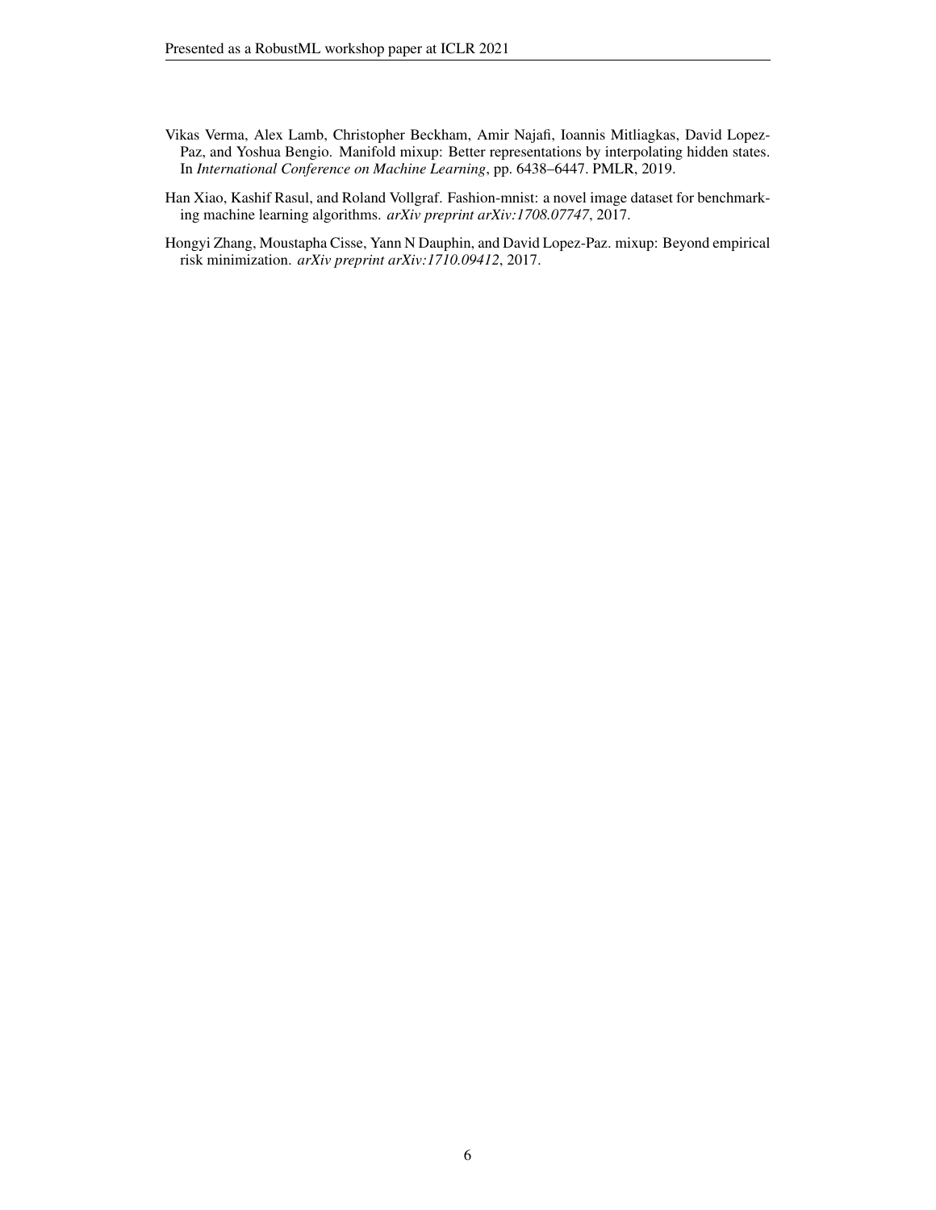Vikas Verma, Alex Lamb, Christopher Beckham, Amir Najafi, Ioannis Mitliagkas, David Lopez-Paz, and Yoshua Bengio. Manifold mixup: Better representations by interpolating hidden states. In *International Conference on Machine Learning*, pp. 6438–6447. PMLR, 2019.

Han Xiao, Kashif Rasul, and Roland Vollgraf. Fashion-mnist: a novel image dataset for benchmarking machine learning algorithms. *arXiv preprint arXiv:1708.07747*, 2017.

Hongyi Zhang, Moustapha Cisse, Yann N Dauphin, and David Lopez-Paz. mixup: Beyond empirical risk minimization. *arXiv preprint arXiv:1710.09412*, 2017.